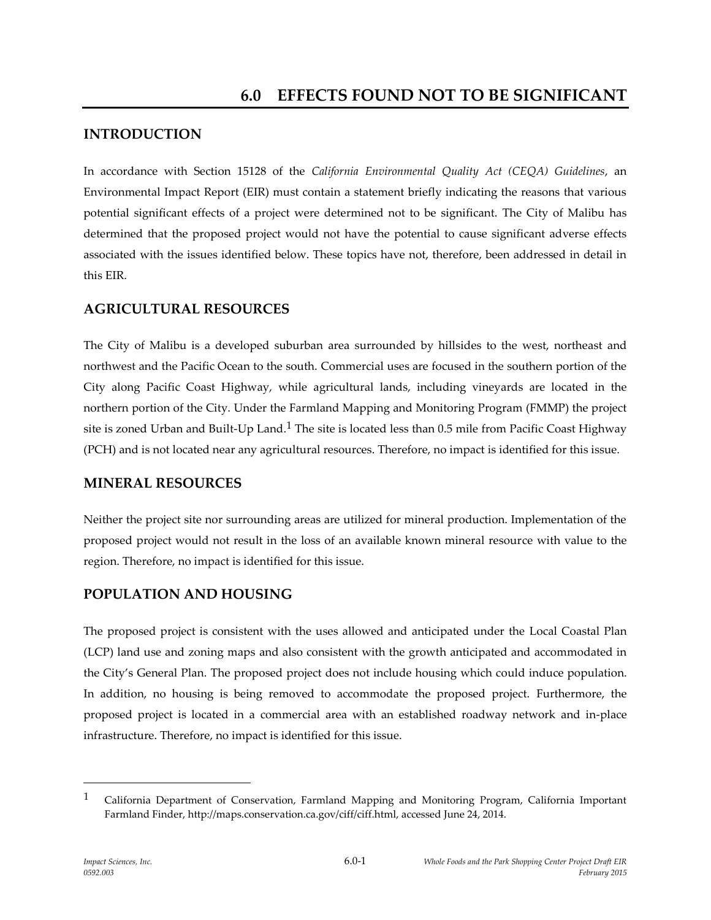# 6.0 EFFECTS FOUND NOT TO BE SIGNIFICANT

## INTRODUCTION

In accordance with Section 15128 of the *California Environmental Quality Act (CEQA) Guidelines*, an Environmental Impact Report (EIR) must contain a statement briefly indicating the reasons that various potential significant effects of a project were determined not to be significant. The City of Malibu has determined that the proposed project would not have the potential to cause significant adverse effects associated with the issues identified below. These topics have not, therefore, been addressed in detail in this EIR.

## AGRICULTURAL RESOURCES

The City of Malibu is a developed suburban area surrounded by hillsides to the west, northeast and northwest and the Pacific Ocean to the south. Commercial uses are focused in the southern portion of the City along Pacific Coast Highway, while agricultural lands, including vineyards are located in the northern portion of the City. Under the Farmland Mapping and Monitoring Program (FMMP) the project site is zoned Urban and Built-Up Land.[1] The site is located less than 0.5 mile from Pacific Coast Highway (PCH) and is not located near any agricultural resources. Therefore, no impact is identified for this issue.

## MINERAL RESOURCES

Neither the project site nor surrounding areas are utilized for mineral production. Implementation of the proposed project would not result in the loss of an available known mineral resource with value to the region. Therefore, no impact is identified for this issue.

## POPULATION AND HOUSING

The proposed project is consistent with the uses allowed and anticipated under the Local Coastal Plan (LCP) land use and zoning maps and also consistent with the growth anticipated and accommodated in the City's General Plan. The proposed project does not include housing which could induce population. In addition, no housing is being removed to accommodate the proposed project. Furthermore, the proposed project is located in a commercial area with an established roadway network and in-place infrastructure. Therefore, no impact is identified for this issue.

---

[1] California Department of Conservation, Farmland Mapping and Monitoring Program, California Important Farmland Finder, http://maps.conservation.ca.gov/ciff/ciff.html, accessed June 24, 2014.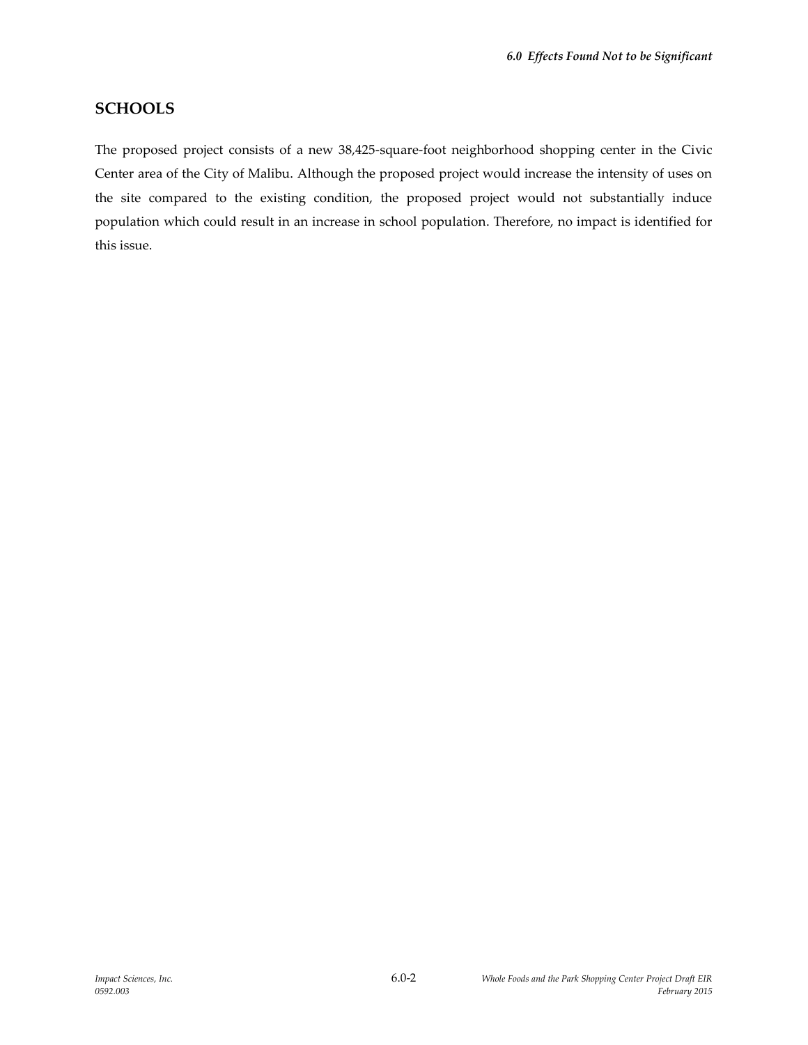## SCHOOLS

The proposed project consists of a new 38,425-square-foot neighborhood shopping center in the Civic Center area of the City of Malibu. Although the proposed project would increase the intensity of uses on the site compared to the existing condition, the proposed project would not substantially induce population which could result in an increase in school population. Therefore, no impact is identified for this issue.